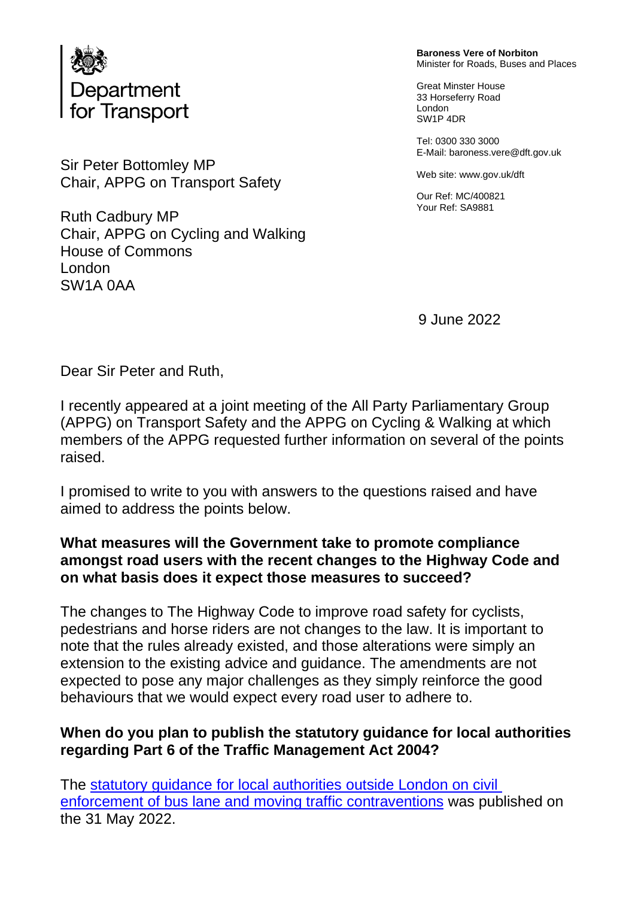Department for Transport

**Baroness Vere of Norbiton**
Minister for Roads, Buses and Places

Great Minster House
33 Horseferry Road
London
SW1P 4DR

Tel: 0300 330 3000
E-Mail: baroness.vere@dft.gov.uk

Web site: www.gov.uk/dft

Our Ref: MC/400821
Your Ref: SA9881

Sir Peter Bottomley MP
Chair, APPG on Transport Safety

Ruth Cadbury MP
Chair, APPG on Cycling and Walking
House of Commons
London
SW1A 0AA

9 June 2022

Dear Sir Peter and Ruth,

I recently appeared at a joint meeting of the All Party Parliamentary Group (APPG) on Transport Safety and the APPG on Cycling & Walking at which members of the APPG requested further information on several of the points raised.

I promised to write to you with answers to the questions raised and have aimed to address the points below.

**What measures will the Government take to promote compliance amongst road users with the recent changes to the Highway Code and on what basis does it expect those measures to succeed?**

The changes to The Highway Code to improve road safety for cyclists, pedestrians and horse riders are not changes to the law. It is important to note that the rules already existed, and those alterations were simply an extension to the existing advice and guidance. The amendments are not expected to pose any major challenges as they simply reinforce the good behaviours that we would expect every road user to adhere to.

**When do you plan to publish the statutory guidance for local authorities regarding Part 6 of the Traffic Management Act 2004?**

The [statutory guidance for local authorities outside London on civil enforcement of bus lane and moving traffic contraventions]() was published on the 31 May 2022.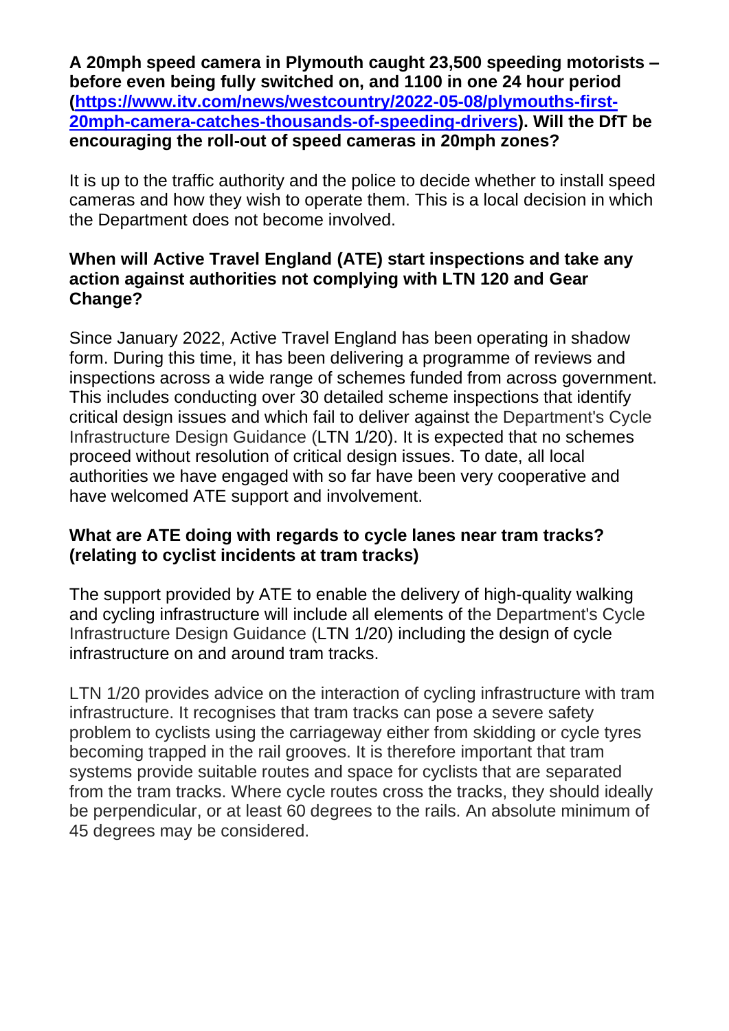**A 20mph speed camera in Plymouth caught 23,500 speeding motorists – before even being fully switched on, and 1100 in one 24 hour period ([https://www.itv.com/news/westcountry/2022-05-08/plymouths-first-20mph-camera-catches-thousands-of-speeding-drivers](https://www.itv.com/news/westcountry/2022-05-08/plymouths-first-20mph-camera-catches-thousands-of-speeding-drivers)). Will the DfT be encouraging the roll-out of speed cameras in 20mph zones?**

It is up to the traffic authority and the police to decide whether to install speed cameras and how they wish to operate them. This is a local decision in which the Department does not become involved.

**When will Active Travel England (ATE) start inspections and take any action against authorities not complying with LTN 120 and Gear Change?**

Since January 2022, Active Travel England has been operating in shadow form. During this time, it has been delivering a programme of reviews and inspections across a wide range of schemes funded from across government. This includes conducting over 30 detailed scheme inspections that identify critical design issues and which fail to deliver against the Department's Cycle Infrastructure Design Guidance (LTN 1/20). It is expected that no schemes proceed without resolution of critical design issues. To date, all local authorities we have engaged with so far have been very cooperative and have welcomed ATE support and involvement.

**What are ATE doing with regards to cycle lanes near tram tracks? (relating to cyclist incidents at tram tracks)**

The support provided by ATE to enable the delivery of high-quality walking and cycling infrastructure will include all elements of the Department's Cycle Infrastructure Design Guidance (LTN 1/20) including the design of cycle infrastructure on and around tram tracks.

LTN 1/20 provides advice on the interaction of cycling infrastructure with tram infrastructure. It recognises that tram tracks can pose a severe safety problem to cyclists using the carriageway either from skidding or cycle tyres becoming trapped in the rail grooves. It is therefore important that tram systems provide suitable routes and space for cyclists that are separated from the tram tracks. Where cycle routes cross the tracks, they should ideally be perpendicular, or at least 60 degrees to the rails. An absolute minimum of 45 degrees may be considered.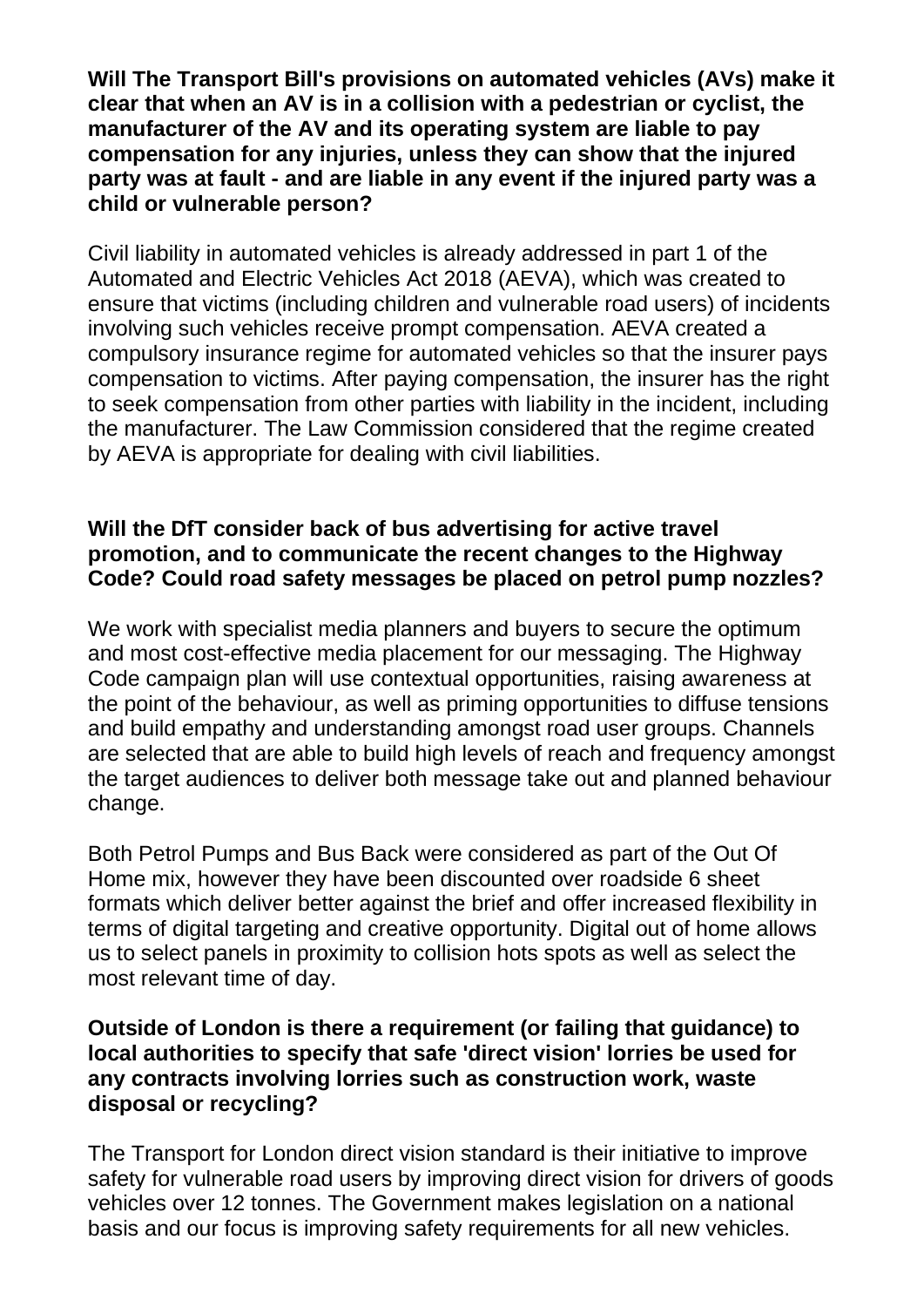**Will The Transport Bill's provisions on automated vehicles (AVs) make it clear that when an AV is in a collision with a pedestrian or cyclist, the manufacturer of the AV and its operating system are liable to pay compensation for any injuries, unless they can show that the injured party was at fault - and are liable in any event if the injured party was a child or vulnerable person?**

Civil liability in automated vehicles is already addressed in part 1 of the Automated and Electric Vehicles Act 2018 (AEVA), which was created to ensure that victims (including children and vulnerable road users) of incidents involving such vehicles receive prompt compensation. AEVA created a compulsory insurance regime for automated vehicles so that the insurer pays compensation to victims. After paying compensation, the insurer has the right to seek compensation from other parties with liability in the incident, including the manufacturer. The Law Commission considered that the regime created by AEVA is appropriate for dealing with civil liabilities.

**Will the DfT consider back of bus advertising for active travel promotion, and to communicate the recent changes to the Highway Code? Could road safety messages be placed on petrol pump nozzles?**

We work with specialist media planners and buyers to secure the optimum and most cost-effective media placement for our messaging. The Highway Code campaign plan will use contextual opportunities, raising awareness at the point of the behaviour, as well as priming opportunities to diffuse tensions and build empathy and understanding amongst road user groups. Channels are selected that are able to build high levels of reach and frequency amongst the target audiences to deliver both message take out and planned behaviour change.

Both Petrol Pumps and Bus Back were considered as part of the Out Of Home mix, however they have been discounted over roadside 6 sheet formats which deliver better against the brief and offer increased flexibility in terms of digital targeting and creative opportunity. Digital out of home allows us to select panels in proximity to collision hots spots as well as select the most relevant time of day.

**Outside of London is there a requirement (or failing that guidance) to local authorities to specify that safe 'direct vision' lorries be used for any contracts involving lorries such as construction work, waste disposal or recycling?**

The Transport for London direct vision standard is their initiative to improve safety for vulnerable road users by improving direct vision for drivers of goods vehicles over 12 tonnes. The Government makes legislation on a national basis and our focus is improving safety requirements for all new vehicles.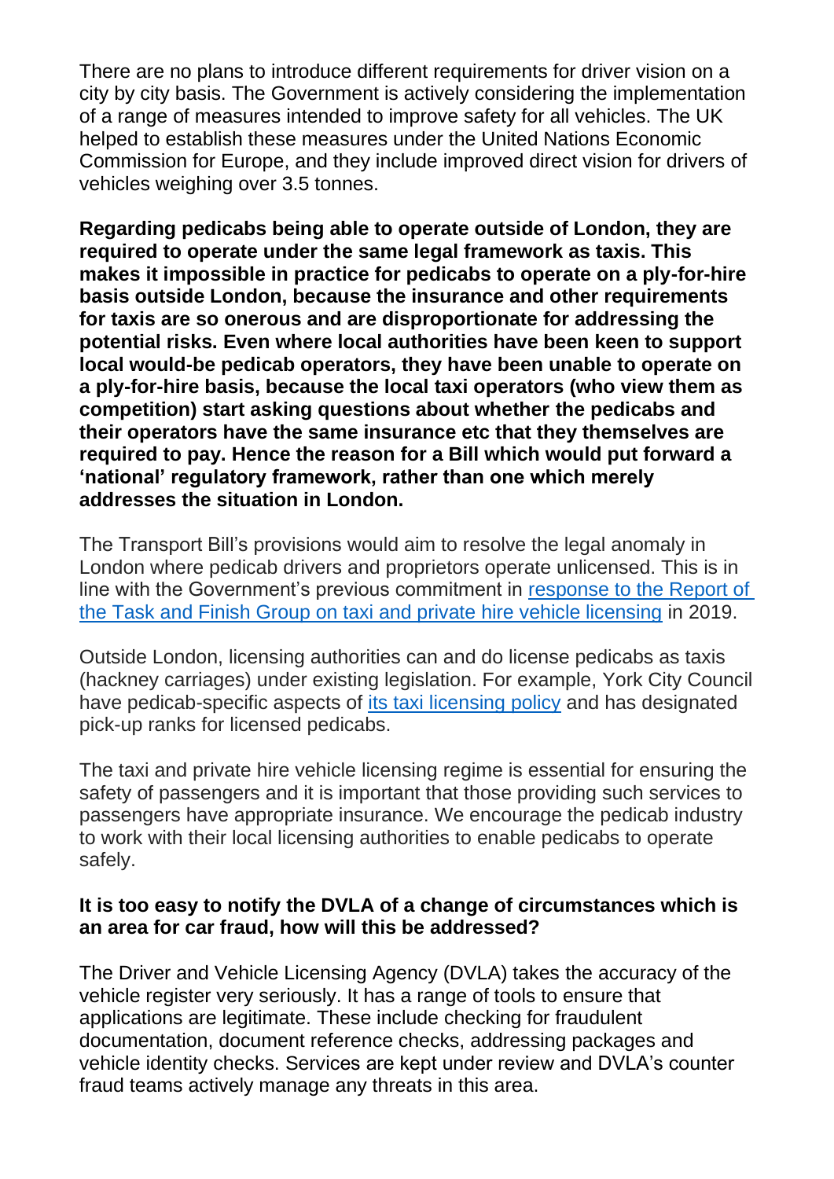There are no plans to introduce different requirements for driver vision on a city by city basis. The Government is actively considering the implementation of a range of measures intended to improve safety for all vehicles. The UK helped to establish these measures under the United Nations Economic Commission for Europe, and they include improved direct vision for drivers of vehicles weighing over 3.5 tonnes.

**Regarding pedicabs being able to operate outside of London, they are required to operate under the same legal framework as taxis. This makes it impossible in practice for pedicabs to operate on a ply-for-hire basis outside London, because the insurance and other requirements for taxis are so onerous and are disproportionate for addressing the potential risks. Even where local authorities have been keen to support local would-be pedicab operators, they have been unable to operate on a ply-for-hire basis, because the local taxi operators (who view them as competition) start asking questions about whether the pedicabs and their operators have the same insurance etc that they themselves are required to pay. Hence the reason for a Bill which would put forward a 'national' regulatory framework, rather than one which merely addresses the situation in London.**

The Transport Bill's provisions would aim to resolve the legal anomaly in London where pedicab drivers and proprietors operate unlicensed. This is in line with the Government's previous commitment in response to the Report of the Task and Finish Group on taxi and private hire vehicle licensing in 2019.

Outside London, licensing authorities can and do license pedicabs as taxis (hackney carriages) under existing legislation. For example, York City Council have pedicab-specific aspects of its taxi licensing policy and has designated pick-up ranks for licensed pedicabs.

The taxi and private hire vehicle licensing regime is essential for ensuring the safety of passengers and it is important that those providing such services to passengers have appropriate insurance. We encourage the pedicab industry to work with their local licensing authorities to enable pedicabs to operate safely.

**It is too easy to notify the DVLA of a change of circumstances which is an area for car fraud, how will this be addressed?**

The Driver and Vehicle Licensing Agency (DVLA) takes the accuracy of the vehicle register very seriously. It has a range of tools to ensure that applications are legitimate. These include checking for fraudulent documentation, document reference checks, addressing packages and vehicle identity checks. Services are kept under review and DVLA's counter fraud teams actively manage any threats in this area.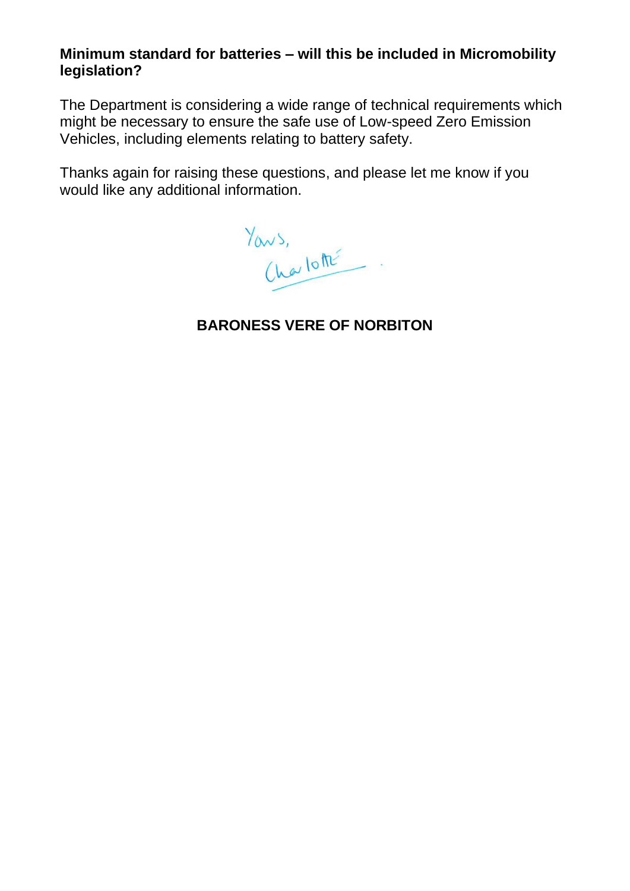**Minimum standard for batteries – will this be included in Micromobility legislation?**

The Department is considering a wide range of technical requirements which might be necessary to ensure the safe use of Low-speed Zero Emission Vehicles, including elements relating to battery safety.

Thanks again for raising these questions, and please let me know if you would like any additional information.

Yours,
Charlotte

**BARONESS VERE OF NORBITON**